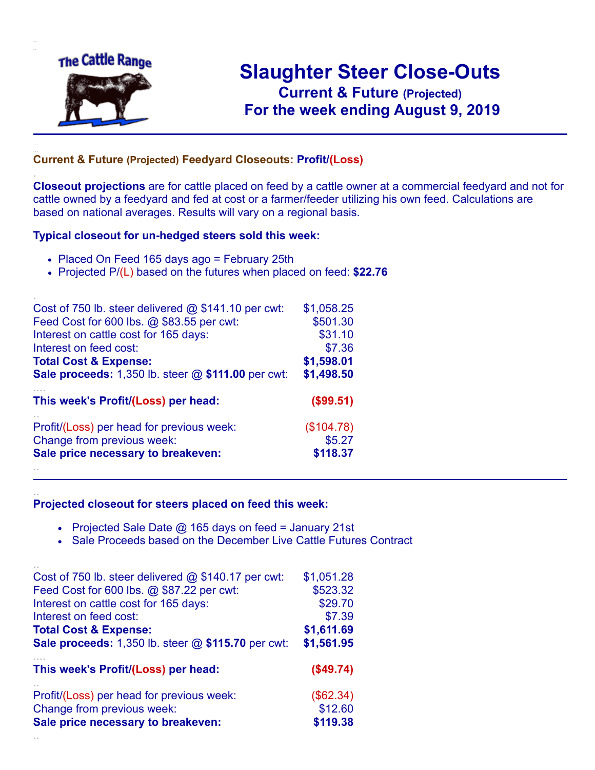The Cattle Range

# Slaughter Steer Close-Outs

## Current & Future (Projected)

## For the week ending August 9, 2019

### Current & Future (Projected) Feedyard Closeouts: Profit/(Loss)

**Closeout projections** are for cattle placed on feed by a cattle owner at a commercial feedyard and not for cattle owned by a feedyard and fed at cost or a farmer/feeder utilizing his own feed. Calculations are based on national averages. Results will vary on a regional basis.

### Typical closeout for un-hedged steers sold this week:

- Placed On Feed 165 days ago = February 25th
- Projected P/(L) based on the futures when placed on feed: **$22.76**

| | |
|---|---|
| Cost of 750 lb. steer delivered @ $141.10 per cwt: | $1,058.25 |
| Feed Cost for 600 lbs. @ $83.55 per cwt: | $501.30 |
| Interest on cattle cost for 165 days: | $31.10 |
| Interest on feed cost: | $7.36 |
| **Total Cost & Expense:** | **$1,598.01** |
| **Sale proceeds:** 1,350 lb. steer @ **$111.00** per cwt: | **$1,498.50** |
| **This week's Profit/(Loss) per head:** | **($99.51)** |
| Profit/(Loss) per head for previous week: | ($104.78) |
| Change from previous week: | $5.27 |
| **Sale price necessary to breakeven:** | **$118.37** |

### Projected closeout for steers placed on feed this week:

- Projected Sale Date @ 165 days on feed = January 21st
- Sale Proceeds based on the December Live Cattle Futures Contract

| | |
|---|---|
| Cost of 750 lb. steer delivered @ $140.17 per cwt: | $1,051.28 |
| Feed Cost for 600 lbs. @ $87.22 per cwt: | $523.32 |
| Interest on cattle cost for 165 days: | $29.70 |
| Interest on feed cost: | $7.39 |
| **Total Cost & Expense:** | **$1,611.69** |
| **Sale proceeds:** 1,350 lb. steer @ **$115.70** per cwt: | **$1,561.95** |
| **This week's Profit/(Loss) per head:** | **($49.74)** |
| Profit/(Loss) per head for previous week: | ($62.34) |
| Change from previous week: | $12.60 |
| **Sale price necessary to breakeven:** | **$119.38** |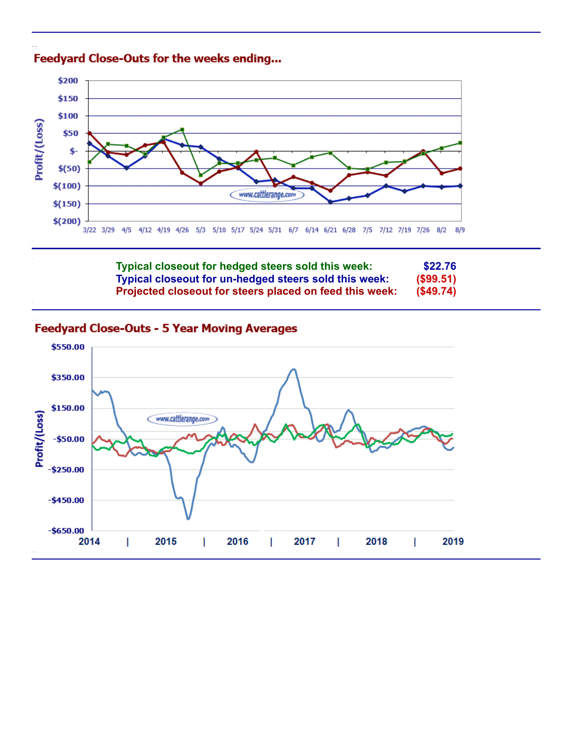## Feedyard Close-Outs for the weeks ending...

$200
$150
$100
$50
$-
$(50)
$(100)
$(150)
$(200)

Profit/(Loss)

3/22 3/29 4/5 4/12 4/19 4/26 5/3 5/10 5/17 5/24 5/31 6/7 6/14 6/21 6/28 7/5 7/12 7/19 7/26 8/2 8/9

www.cattlerange.com

**Typical closeout for hedged steers sold this week:** **$22.76**
**Typical closeout for un-hedged steers sold this week:** **($99.51)**
**Projected closeout for steers placed on feed this week:** **($49.74)**

## Feedyard Close-Outs - 5 Year Moving Averages

$550.00
$350.00
$150.00
-$50.00
-$250.00
-$450.00
-$650.00

Profit/(Loss)

2014 | 2015 | 2016 | 2017 | 2018 | 2019

www.cattlerange.com